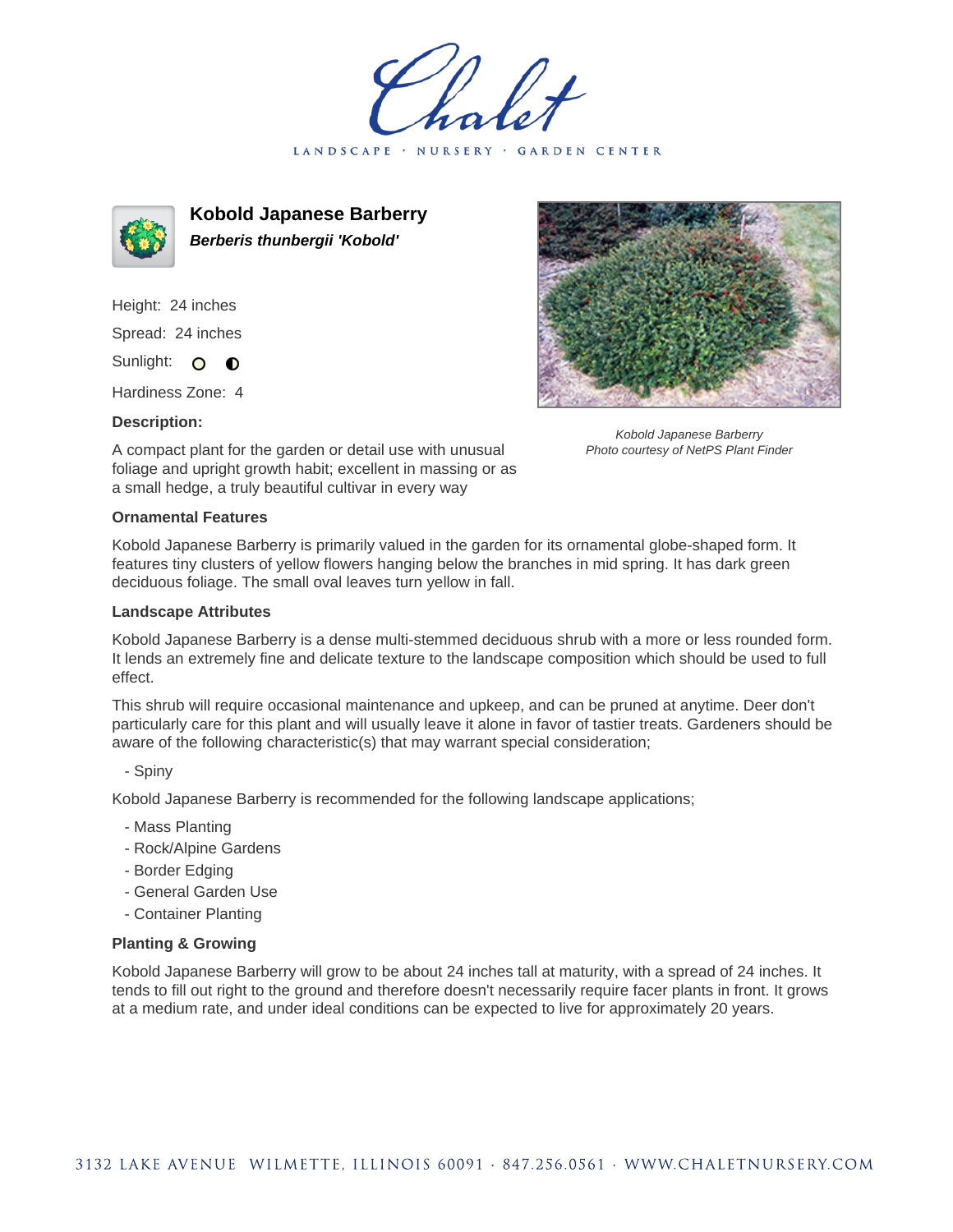Chalet

LANDSCAPE · NURSERY · GARDEN CENTER

## Kobold Japanese Barberry

***Berberis thunbergii 'Kobold'***

Height: 24 inches

Spread: 24 inches

Sunlight: ○ ◐

Hardiness Zone: 4

**Description:**

A compact plant for the garden or detail use with unusual foliage and upright growth habit; excellent in massing or as a small hedge, a truly beautiful cultivar in every way

*Kobold Japanese Barberry*
*Photo courtesy of NetPS Plant Finder*

**Ornamental Features**

Kobold Japanese Barberry is primarily valued in the garden for its ornamental globe-shaped form. It features tiny clusters of yellow flowers hanging below the branches in mid spring. It has dark green deciduous foliage. The small oval leaves turn yellow in fall.

**Landscape Attributes**

Kobold Japanese Barberry is a dense multi-stemmed deciduous shrub with a more or less rounded form. It lends an extremely fine and delicate texture to the landscape composition which should be used to full effect.

This shrub will require occasional maintenance and upkeep, and can be pruned at anytime. Deer don't particularly care for this plant and will usually leave it alone in favor of tastier treats. Gardeners should be aware of the following characteristic(s) that may warrant special consideration;

- Spiny

Kobold Japanese Barberry is recommended for the following landscape applications;

- Mass Planting
- Rock/Alpine Gardens
- Border Edging
- General Garden Use
- Container Planting

**Planting & Growing**

Kobold Japanese Barberry will grow to be about 24 inches tall at maturity, with a spread of 24 inches. It tends to fill out right to the ground and therefore doesn't necessarily require facer plants in front. It grows at a medium rate, and under ideal conditions can be expected to live for approximately 20 years.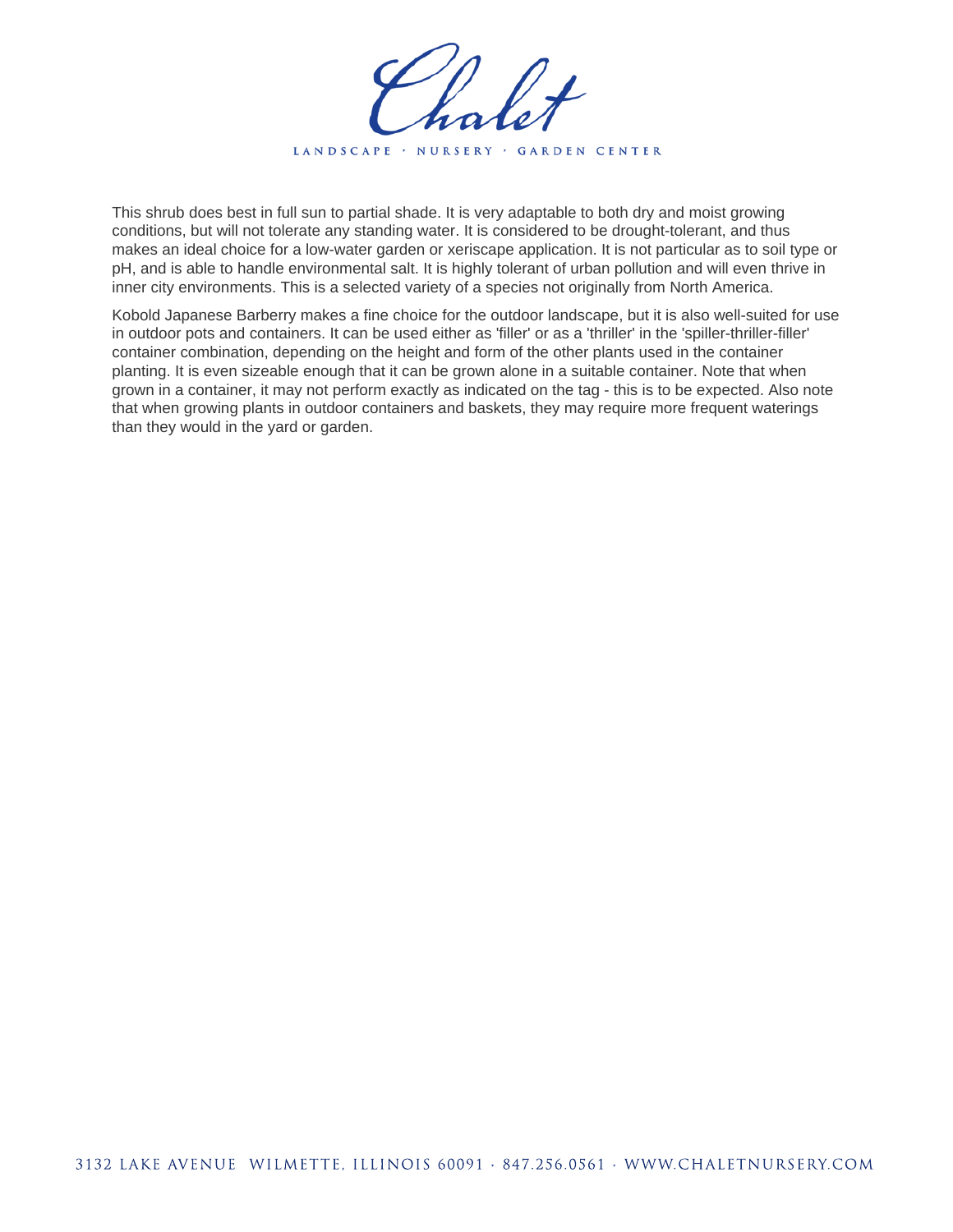This shrub does best in full sun to partial shade. It is very adaptable to both dry and moist growing conditions, but will not tolerate any standing water. It is considered to be drought-tolerant, and thus makes an ideal choice for a low-water garden or xeriscape application. It is not particular as to soil type or pH, and is able to handle environmental salt. It is highly tolerant of urban pollution and will even thrive in inner city environments. This is a selected variety of a species not originally from North America.

Kobold Japanese Barberry makes a fine choice for the outdoor landscape, but it is also well-suited for use in outdoor pots and containers. It can be used either as 'filler' or as a 'thriller' in the 'spiller-thriller-filler' container combination, depending on the height and form of the other plants used in the container planting. It is even sizeable enough that it can be grown alone in a suitable container. Note that when grown in a container, it may not perform exactly as indicated on the tag - this is to be expected. Also note that when growing plants in outdoor containers and baskets, they may require more frequent waterings than they would in the yard or garden.